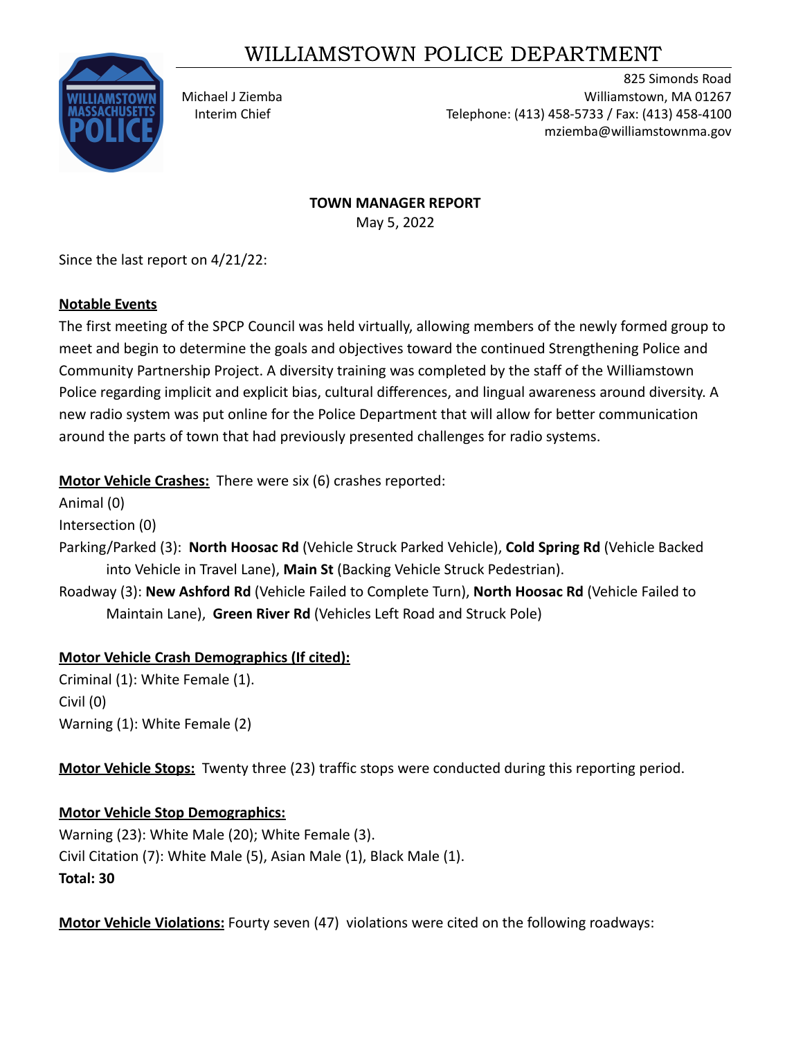# WILLIAMSTOWN POLICE DEPARTMENT

Michael J Ziemba
Interim Chief

825 Simonds Road
Williamstown, MA 01267
Telephone: (413) 458-5733 / Fax: (413) 458-4100
mziemba@williamstownma.gov

**TOWN MANAGER REPORT**
May 5, 2022

Since the last report on 4/21/22:

**Notable Events**

The first meeting of the SPCP Council was held virtually, allowing members of the newly formed group to meet and begin to determine the goals and objectives toward the continued Strengthening Police and Community Partnership Project. A diversity training was completed by the staff of the Williamstown Police regarding implicit and explicit bias, cultural differences, and lingual awareness around diversity. A new radio system was put online for the Police Department that will allow for better communication around the parts of town that had previously presented challenges for radio systems.

**Motor Vehicle Crashes:** There were six (6) crashes reported:

Animal (0)

Intersection (0)

Parking/Parked (3): **North Hoosac Rd** (Vehicle Struck Parked Vehicle), **Cold Spring Rd** (Vehicle Backed into Vehicle in Travel Lane), **Main St** (Backing Vehicle Struck Pedestrian).

Roadway (3): **New Ashford Rd** (Vehicle Failed to Complete Turn), **North Hoosac Rd** (Vehicle Failed to Maintain Lane), **Green River Rd** (Vehicles Left Road and Struck Pole)

**Motor Vehicle Crash Demographics (If cited):**

Criminal (1): White Female (1).

Civil (0)

Warning (1): White Female (2)

**Motor Vehicle Stops:** Twenty three (23) traffic stops were conducted during this reporting period.

**Motor Vehicle Stop Demographics:**

Warning (23): White Male (20); White Female (3).

Civil Citation (7): White Male (5), Asian Male (1), Black Male (1).

**Total: 30**

**Motor Vehicle Violations:** Fourty seven (47) violations were cited on the following roadways: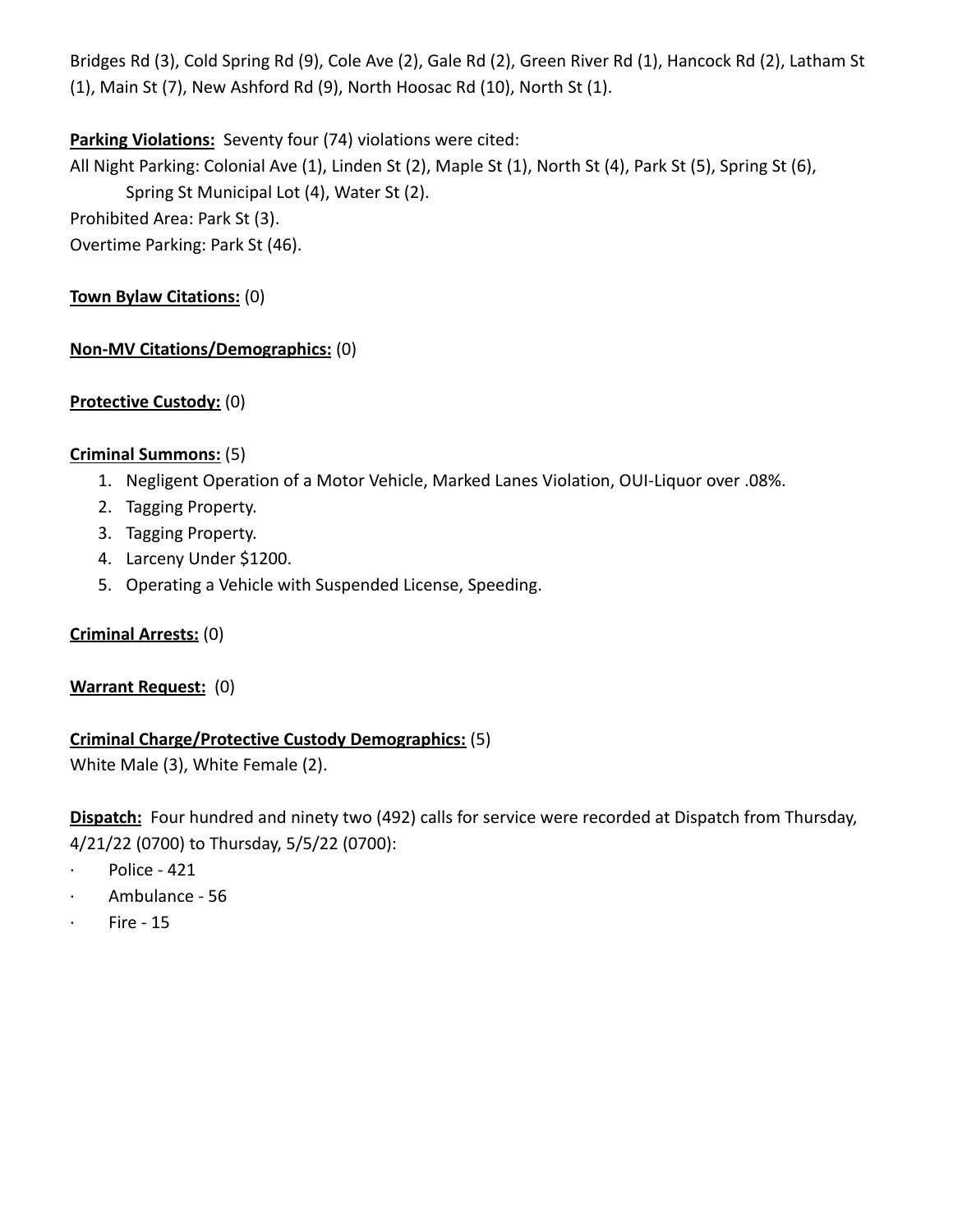Bridges Rd (3), Cold Spring Rd (9), Cole Ave (2), Gale Rd (2), Green River Rd (1), Hancock Rd (2), Latham St (1), Main St (7), New Ashford Rd (9), North Hoosac Rd (10), North St (1).

**Parking Violations:** Seventy four (74) violations were cited:

All Night Parking: Colonial Ave (1), Linden St (2), Maple St (1), North St (4), Park St (5), Spring St (6), Spring St Municipal Lot (4), Water St (2).

Prohibited Area: Park St (3).

Overtime Parking: Park St (46).

**Town Bylaw Citations:** (0)

**Non-MV Citations/Demographics:** (0)

**Protective Custody:** (0)

**Criminal Summons:** (5)

1. Negligent Operation of a Motor Vehicle, Marked Lanes Violation, OUI-Liquor over .08%.
2. Tagging Property.
3. Tagging Property.
4. Larceny Under $1200.
5. Operating a Vehicle with Suspended License, Speeding.

**Criminal Arrests:** (0)

**Warrant Request:** (0)

**Criminal Charge/Protective Custody Demographics:** (5)

White Male (3), White Female (2).

**Dispatch:** Four hundred and ninety two (492) calls for service were recorded at Dispatch from Thursday, 4/21/22 (0700) to Thursday, 5/5/22 (0700):

- Police - 421
- Ambulance - 56
- Fire - 15